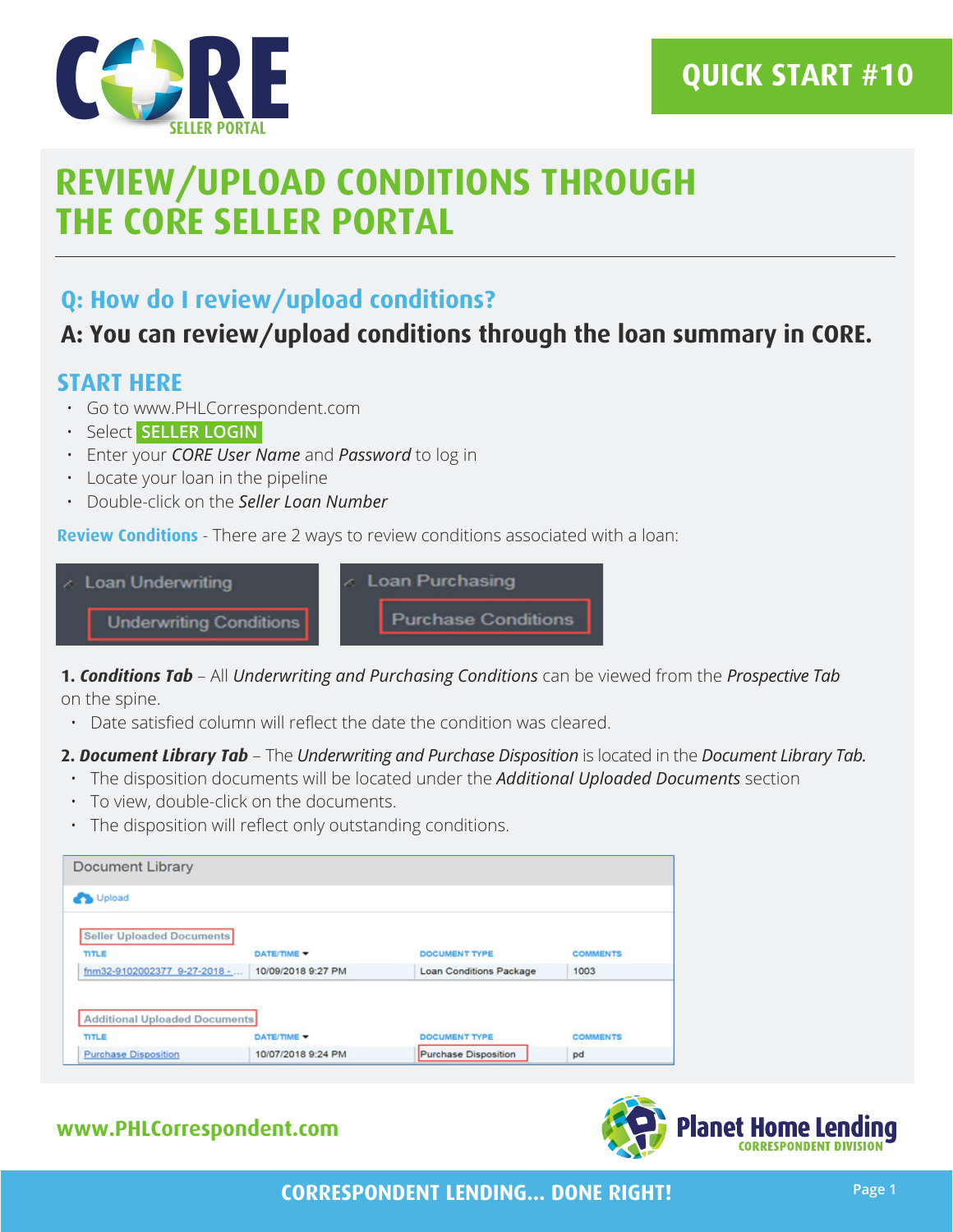CORE SELLER PORTAL

QUICK START #10

# REVIEW/UPLOAD CONDITIONS THROUGH THE CORE SELLER PORTAL

## Q: How do I review/upload conditions?

## A: You can review/upload conditions through the loan summary in CORE.

### START HERE

- Go to www.PHLCorrespondent.com
- Select **SELLER LOGIN**
- Enter your *CORE User Name* and *Password* to log in
- Locate your loan in the pipeline
- Double-click on the *Seller Loan Number*

**Review Conditions** - There are 2 ways to review conditions associated with a loan:

Loan Underwriting — Underwriting Conditions

Loan Purchasing — Purchase Conditions

**1. *Conditions Tab*** – All *Underwriting and Purchasing Conditions* can be viewed from the *Prospective Tab* on the spine.

- Date satisfied column will reflect the date the condition was cleared.

**2. *Document Library Tab*** – The *Underwriting and Purchase Disposition* is located in the *Document Library Tab.*

- The disposition documents will be located under the *Additional Uploaded Documents* section
- To view, double-click on the documents.
- The disposition will reflect only outstanding conditions.

Document Library

Upload

Seller Uploaded Documents

| TITLE | DATE/TIME | DOCUMENT TYPE | COMMENTS |
|---|---|---|---|
| fnm32-9102002377_9-27-2018 -... | 10/09/2018 9:27 PM | Loan Conditions Package | 1003 |

Additional Uploaded Documents

| TITLE | DATE/TIME | DOCUMENT TYPE | COMMENTS |
|---|---|---|---|
| Purchase Disposition | 10/07/2018 9:24 PM | Purchase Disposition | pd |

www.PHLCorrespondent.com

Planet Home Lending CORRESPONDENT DIVISION

CORRESPONDENT LENDING... DONE RIGHT!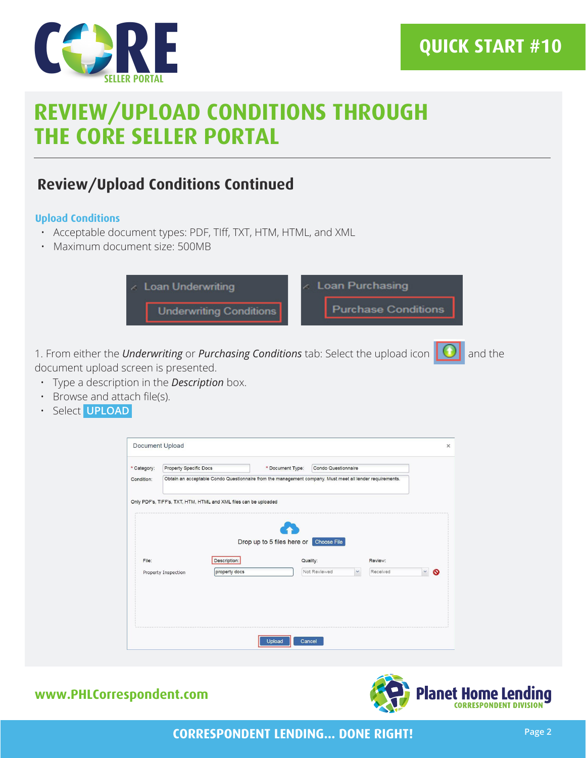# REVIEW/UPLOAD CONDITIONS THROUGH THE CORE SELLER PORTAL

## Review/Upload Conditions Continued

### Upload Conditions

- Acceptable document types: PDF, TIff, TXT, HTM, HTML, and XML
- Maximum document size: 500MB

1. From either the *Underwriting* or *Purchasing Conditions* tab: Select the upload icon and the document upload screen is presented.
   - Type a description in the *Description* box.
   - Browse and attach file(s).
   - Select **UPLOAD**

www.PHLCorrespondent.com

CORRESPONDENT LENDING... DONE RIGHT!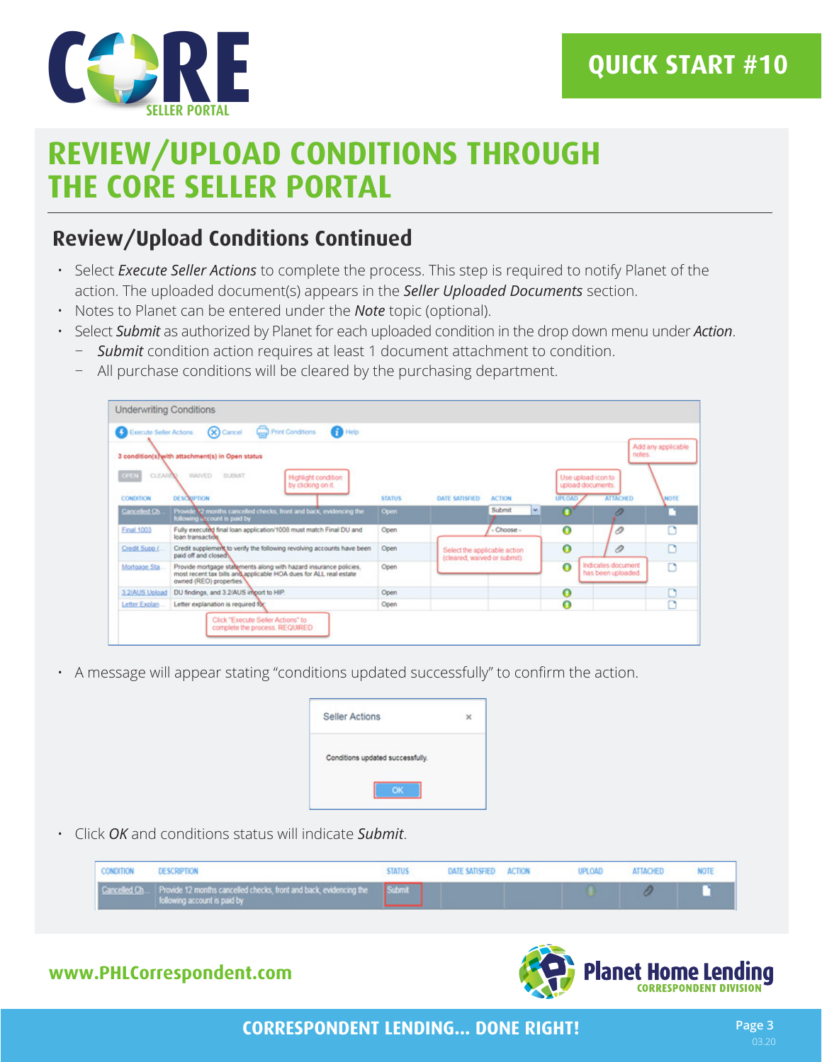QUICK START #10

# REVIEW/UPLOAD CONDITIONS THROUGH THE CORE SELLER PORTAL

## Review/Upload Conditions Continued

- Select *Execute Seller Actions* to complete the process. This step is required to notify Planet of the action. The uploaded document(s) appears in the *Seller Uploaded Documents* section.
- Notes to Planet can be entered under the *Note* topic (optional).
- Select *Submit* as authorized by Planet for each uploaded condition in the drop down menu under *Action*.
  - *Submit* condition action requires at least 1 document attachment to condition.
  - All purchase conditions will be cleared by the purchasing department.

- A message will appear stating "conditions updated successfully" to confirm the action.

- Click *OK* and conditions status will indicate *Submit*.

www.PHLCorrespondent.com

CORRESPONDENT LENDING... DONE RIGHT!